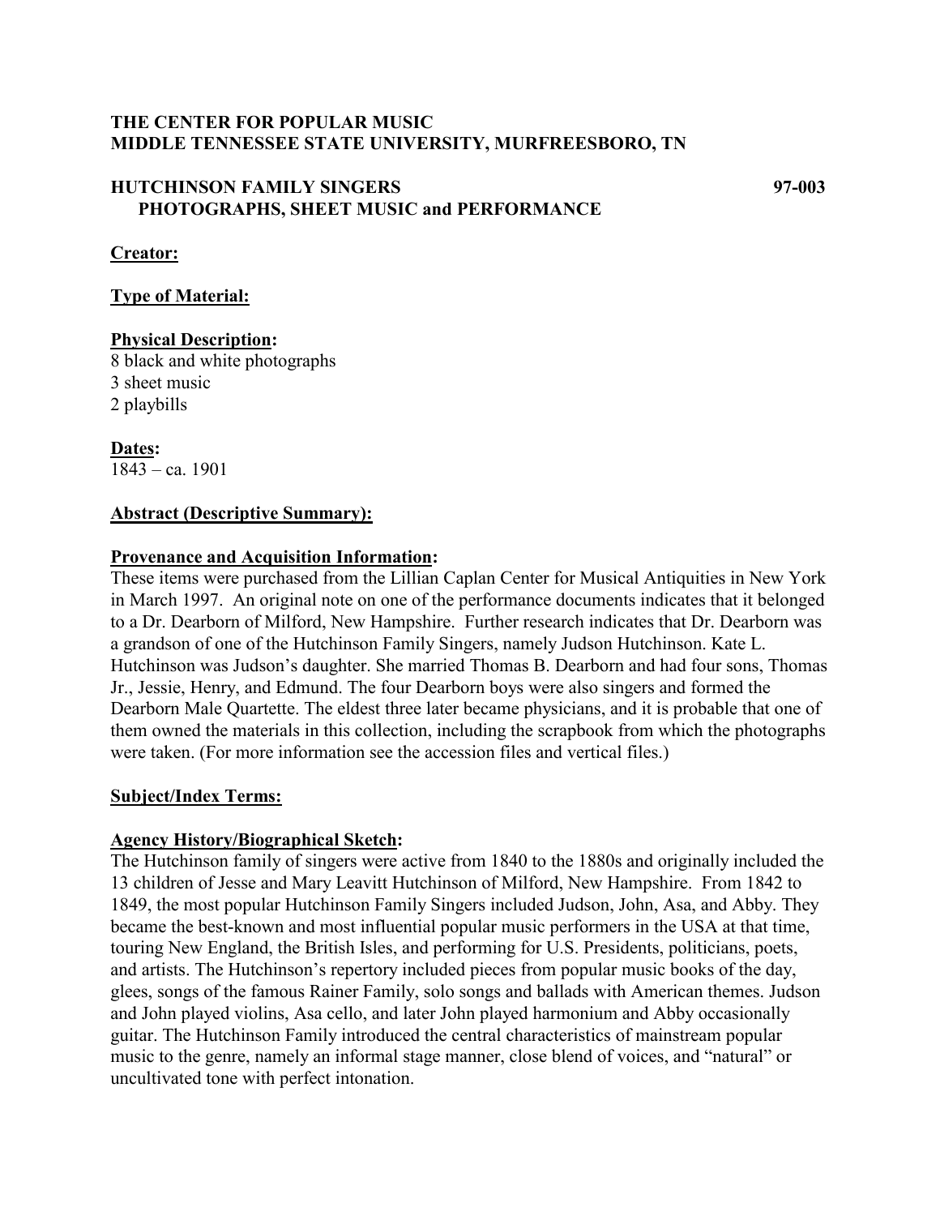**THE CENTER FOR POPULAR MUSIC**
**MIDDLE TENNESSEE STATE UNIVERSITY, MURFREESBORO, TN**

**HUTCHINSON FAMILY SINGERS** **97-003**
**PHOTOGRAPHS, SHEET MUSIC and PERFORMANCE**

**Creator:**

**Type of Material:**

**Physical Description:**
8 black and white photographs
3 sheet music
2 playbills

**Dates:**
1843 – ca. 1901

**Abstract (Descriptive Summary):**

**Provenance and Acquisition Information:**
These items were purchased from the Lillian Caplan Center for Musical Antiquities in New York in March 1997. An original note on one of the performance documents indicates that it belonged to a Dr. Dearborn of Milford, New Hampshire. Further research indicates that Dr. Dearborn was a grandson of one of the Hutchinson Family Singers, namely Judson Hutchinson. Kate L. Hutchinson was Judson's daughter. She married Thomas B. Dearborn and had four sons, Thomas Jr., Jessie, Henry, and Edmund. The four Dearborn boys were also singers and formed the Dearborn Male Quartette. The eldest three later became physicians, and it is probable that one of them owned the materials in this collection, including the scrapbook from which the photographs were taken. (For more information see the accession files and vertical files.)

**Subject/Index Terms:**

**Agency History/Biographical Sketch:**
The Hutchinson family of singers were active from 1840 to the 1880s and originally included the 13 children of Jesse and Mary Leavitt Hutchinson of Milford, New Hampshire. From 1842 to 1849, the most popular Hutchinson Family Singers included Judson, John, Asa, and Abby. They became the best-known and most influential popular music performers in the USA at that time, touring New England, the British Isles, and performing for U.S. Presidents, politicians, poets, and artists. The Hutchinson's repertory included pieces from popular music books of the day, glees, songs of the famous Rainer Family, solo songs and ballads with American themes. Judson and John played violins, Asa cello, and later John played harmonium and Abby occasionally guitar. The Hutchinson Family introduced the central characteristics of mainstream popular music to the genre, namely an informal stage manner, close blend of voices, and "natural" or uncultivated tone with perfect intonation.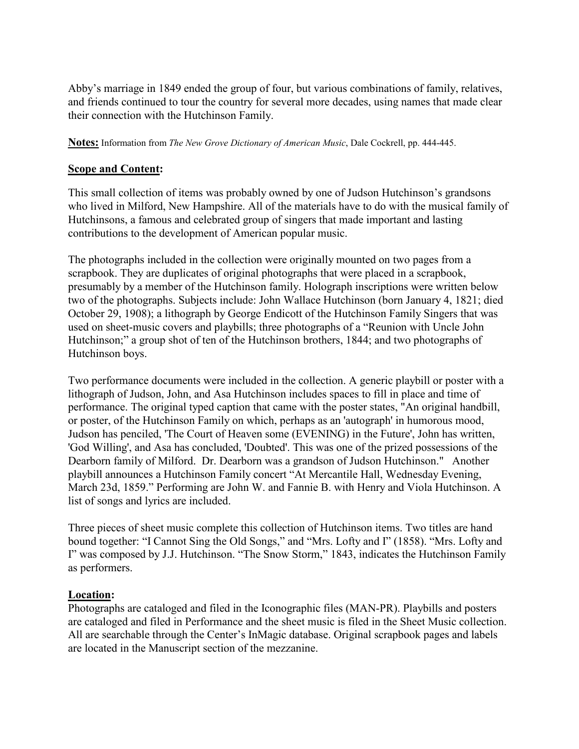Abby's marriage in 1849 ended the group of four, but various combinations of family, relatives, and friends continued to tour the country for several more decades, using names that made clear their connection with the Hutchinson Family.

**Notes:** Information from *The New Grove Dictionary of American Music*, Dale Cockrell, pp. 444-445.

## Scope and Content:

This small collection of items was probably owned by one of Judson Hutchinson's grandsons who lived in Milford, New Hampshire. All of the materials have to do with the musical family of Hutchinsons, a famous and celebrated group of singers that made important and lasting contributions to the development of American popular music.

The photographs included in the collection were originally mounted on two pages from a scrapbook. They are duplicates of original photographs that were placed in a scrapbook, presumably by a member of the Hutchinson family. Holograph inscriptions were written below two of the photographs. Subjects include: John Wallace Hutchinson (born January 4, 1821; died October 29, 1908); a lithograph by George Endicott of the Hutchinson Family Singers that was used on sheet-music covers and playbills; three photographs of a "Reunion with Uncle John Hutchinson;" a group shot of ten of the Hutchinson brothers, 1844; and two photographs of Hutchinson boys.

Two performance documents were included in the collection. A generic playbill or poster with a lithograph of Judson, John, and Asa Hutchinson includes spaces to fill in place and time of performance. The original typed caption that came with the poster states, "An original handbill, or poster, of the Hutchinson Family on which, perhaps as an 'autograph' in humorous mood, Judson has penciled, 'The Court of Heaven some (EVENING) in the Future', John has written, 'God Willing', and Asa has concluded, 'Doubted'. This was one of the prized possessions of the Dearborn family of Milford. Dr. Dearborn was a grandson of Judson Hutchinson." Another playbill announces a Hutchinson Family concert "At Mercantile Hall, Wednesday Evening, March 23d, 1859." Performing are John W. and Fannie B. with Henry and Viola Hutchinson. A list of songs and lyrics are included.

Three pieces of sheet music complete this collection of Hutchinson items. Two titles are hand bound together: "I Cannot Sing the Old Songs," and "Mrs. Lofty and I" (1858). "Mrs. Lofty and I" was composed by J.J. Hutchinson. "The Snow Storm," 1843, indicates the Hutchinson Family as performers.

## Location:

Photographs are cataloged and filed in the Iconographic files (MAN-PR). Playbills and posters are cataloged and filed in Performance and the sheet music is filed in the Sheet Music collection. All are searchable through the Center's InMagic database. Original scrapbook pages and labels are located in the Manuscript section of the mezzanine.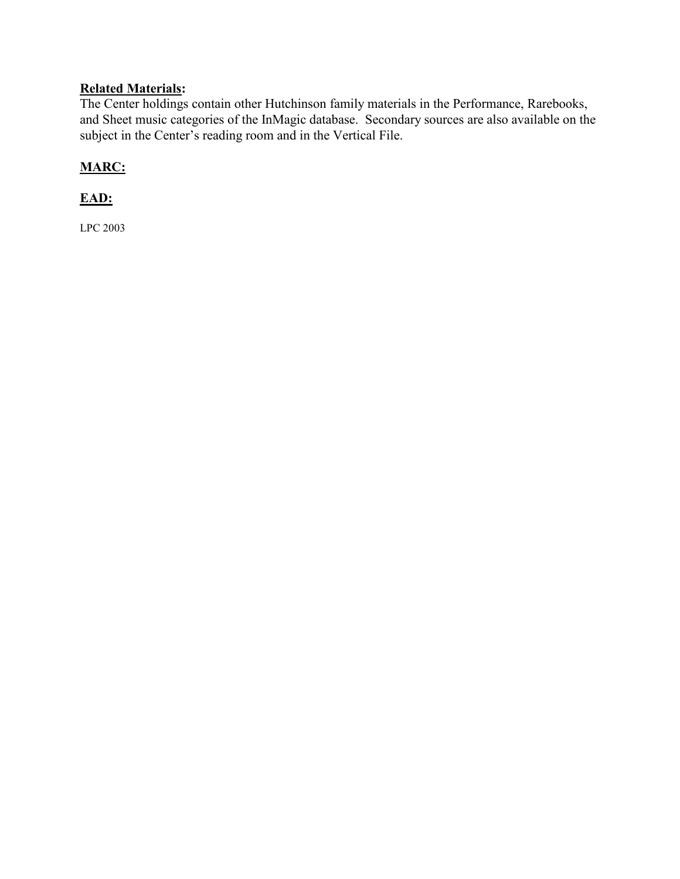**<u>Related Materials</u>:**
The Center holdings contain other Hutchinson family materials in the Performance, Rarebooks, and Sheet music categories of the InMagic database. Secondary sources are also available on the subject in the Center's reading room and in the Vertical File.

**<u>MARC:</u>**

**<u>EAD:</u>**

LPC 2003